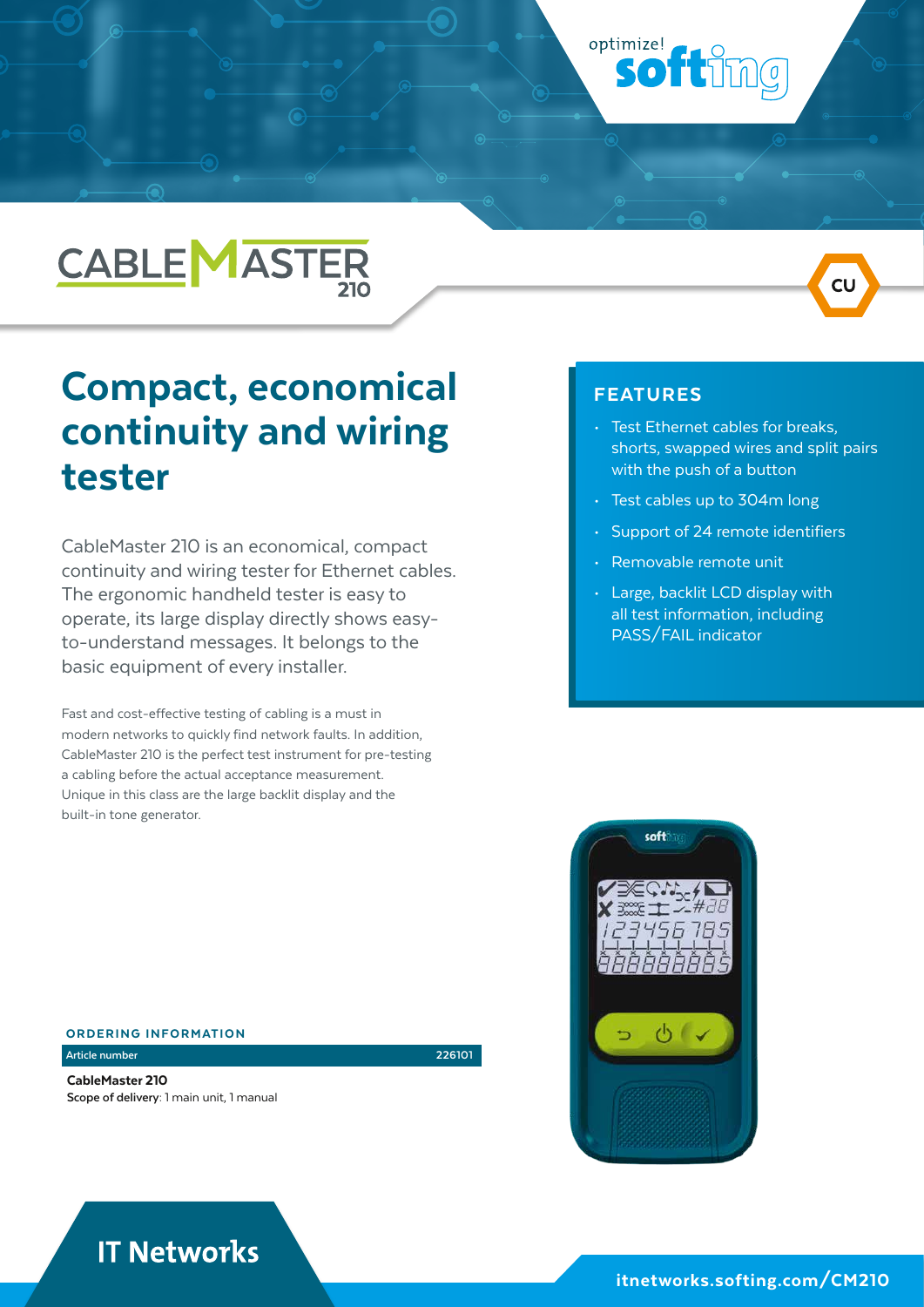optimize! softing

# CABLEMASTER 210

CU

## Compact, economical continuity and wiring tester

CableMaster 210 is an economical, compact continuity and wiring tester for Ethernet cables. The ergonomic handheld tester is easy to operate, its large display directly shows easy-to-understand messages. It belongs to the basic equipment of every installer.

Fast and cost-effective testing of cabling is a must in modern networks to quickly find network faults. In addition, CableMaster 210 is the perfect test instrument for pre-testing a cabling before the actual acceptance measurement. Unique in this class are the large backlit display and the built-in tone generator.

### FEATURES

- Test Ethernet cables for breaks, shorts, swapped wires and split pairs with the push of a button
- Test cables up to 304m long
- Support of 24 remote identifiers
- Removable remote unit
- Large, backlit LCD display with all test information, including PASS/FAIL indicator

### ORDERING INFORMATION

| Article number | 226101 |
| --- | --- |

**CableMaster 210**
**Scope of delivery**: 1 main unit, 1 manual

## IT Networks

itnetworks.softing.com/CM210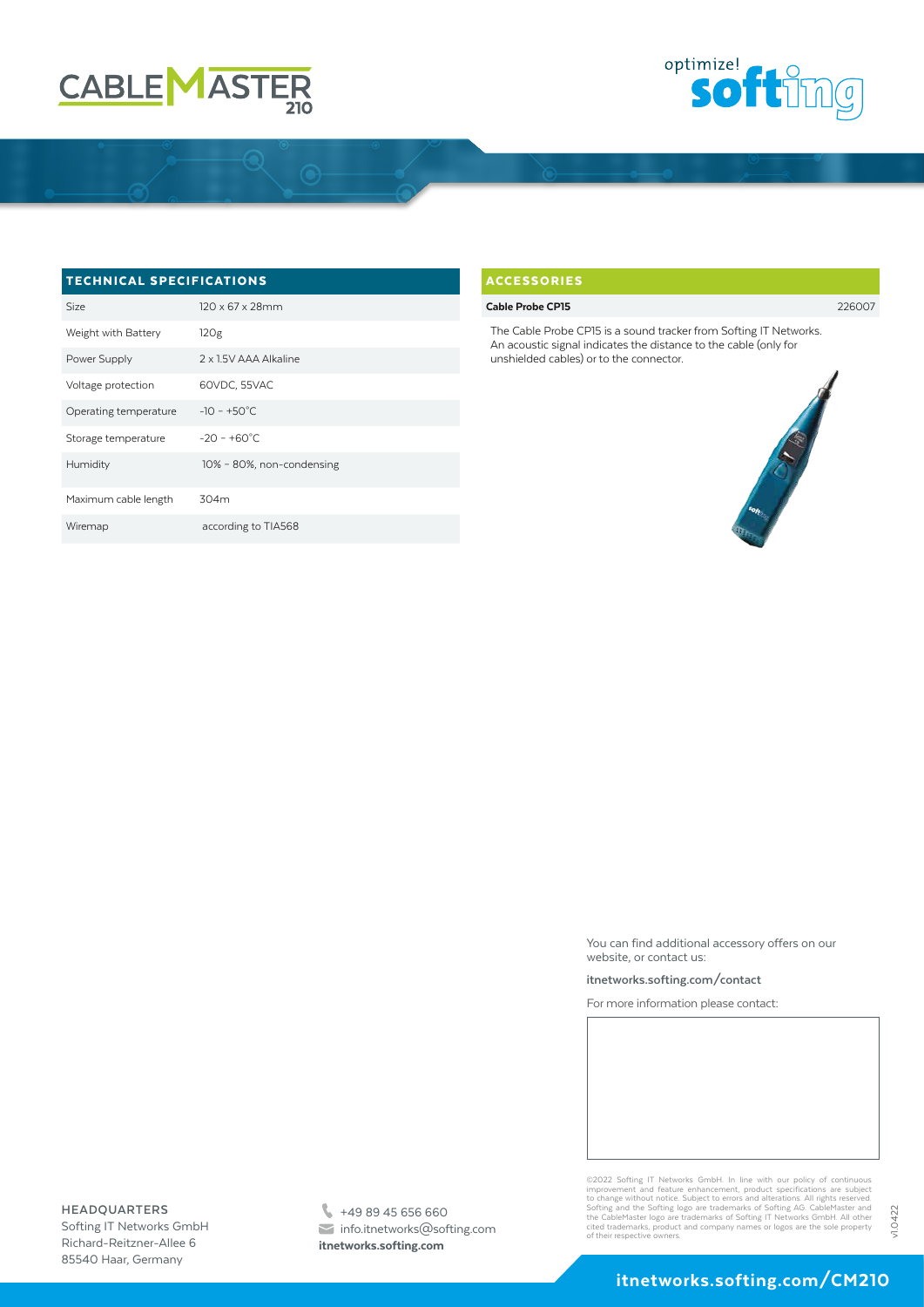## TECHNICAL SPECIFICATIONS

| | |
|---|---|
| Size | 120 x 67 x 28mm |
| Weight with Battery | 120g |
| Power Supply | 2 x 1.5V AAA Alkaline |
| Voltage protection | 60VDC, 55VAC |
| Operating temperature | -10 – +50°C |
| Storage temperature | -20 – +60°C |
| Humidity | 10% – 80%, non-condensing |
| Maximum cable length | 304m |
| Wiremap | according to TIA568 |

## ACCESSORIES

**Cable Probe CP15** 226007

The Cable Probe CP15 is a sound tracker from Softing IT Networks. An acoustic signal indicates the distance to the cable (only for unshielded cables) or to the connector.

You can find additional accessory offers on our website, or contact us:

**itnetworks.softing.com/contact**

For more information please contact:

**HEADQUARTERS**
Softing IT Networks GmbH
Richard-Reitzner-Allee 6
85540 Haar, Germany

+49 89 45 656 660
info.itnetworks@softing.com
**itnetworks.softing.com**

©2022 Softing IT Networks GmbH. In line with our policy of continuous improvement and feature enhancement, product specifications are subject to change without notice. Subject to errors and alterations. All rights reserved. Softing and the Softing logo are trademarks of Softing AG. CableMaster and the CableMaster logo are trademarks of Softing IT Networks GmbH. All other cited trademarks, product and company names or logos are the sole property of their respective owners.

v1.0422

**itnetworks.softing.com/CM210**